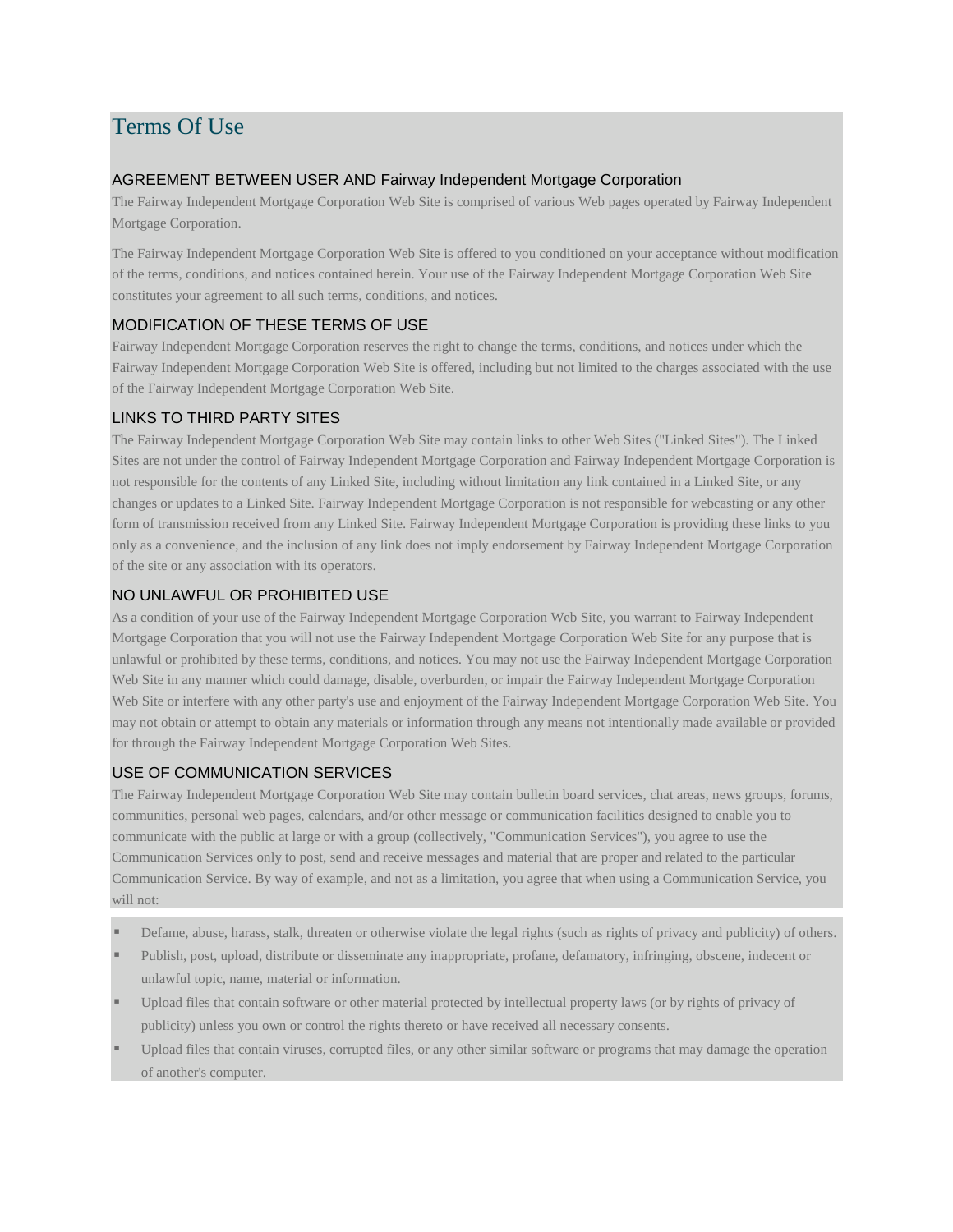# Terms Of Use

## AGREEMENT BETWEEN USER AND Fairway Independent Mortgage Corporation

The Fairway Independent Mortgage Corporation Web Site is comprised of various Web pages operated by Fairway Independent Mortgage Corporation.

The Fairway Independent Mortgage Corporation Web Site is offered to you conditioned on your acceptance without modification of the terms, conditions, and notices contained herein. Your use of the Fairway Independent Mortgage Corporation Web Site constitutes your agreement to all such terms, conditions, and notices.

## MODIFICATION OF THESE TERMS OF USE

Fairway Independent Mortgage Corporation reserves the right to change the terms, conditions, and notices under which the Fairway Independent Mortgage Corporation Web Site is offered, including but not limited to the charges associated with the use of the Fairway Independent Mortgage Corporation Web Site.

## LINKS TO THIRD PARTY SITES

The Fairway Independent Mortgage Corporation Web Site may contain links to other Web Sites ("Linked Sites"). The Linked Sites are not under the control of Fairway Independent Mortgage Corporation and Fairway Independent Mortgage Corporation is not responsible for the contents of any Linked Site, including without limitation any link contained in a Linked Site, or any changes or updates to a Linked Site. Fairway Independent Mortgage Corporation is not responsible for webcasting or any other form of transmission received from any Linked Site. Fairway Independent Mortgage Corporation is providing these links to you only as a convenience, and the inclusion of any link does not imply endorsement by Fairway Independent Mortgage Corporation of the site or any association with its operators.

## NO UNLAWFUL OR PROHIBITED USE

As a condition of your use of the Fairway Independent Mortgage Corporation Web Site, you warrant to Fairway Independent Mortgage Corporation that you will not use the Fairway Independent Mortgage Corporation Web Site for any purpose that is unlawful or prohibited by these terms, conditions, and notices. You may not use the Fairway Independent Mortgage Corporation Web Site in any manner which could damage, disable, overburden, or impair the Fairway Independent Mortgage Corporation Web Site or interfere with any other party's use and enjoyment of the Fairway Independent Mortgage Corporation Web Site. You may not obtain or attempt to obtain any materials or information through any means not intentionally made available or provided for through the Fairway Independent Mortgage Corporation Web Sites.

## USE OF COMMUNICATION SERVICES

The Fairway Independent Mortgage Corporation Web Site may contain bulletin board services, chat areas, news groups, forums, communities, personal web pages, calendars, and/or other message or communication facilities designed to enable you to communicate with the public at large or with a group (collectively, "Communication Services"), you agree to use the Communication Services only to post, send and receive messages and material that are proper and related to the particular Communication Service. By way of example, and not as a limitation, you agree that when using a Communication Service, you will not:

- Defame, abuse, harass, stalk, threaten or otherwise violate the legal rights (such as rights of privacy and publicity) of others.
- Publish, post, upload, distribute or disseminate any inappropriate, profane, defamatory, infringing, obscene, indecent or unlawful topic, name, material or information.
- Upload files that contain software or other material protected by intellectual property laws (or by rights of privacy of publicity) unless you own or control the rights thereto or have received all necessary consents.
- Upload files that contain viruses, corrupted files, or any other similar software or programs that may damage the operation of another's computer.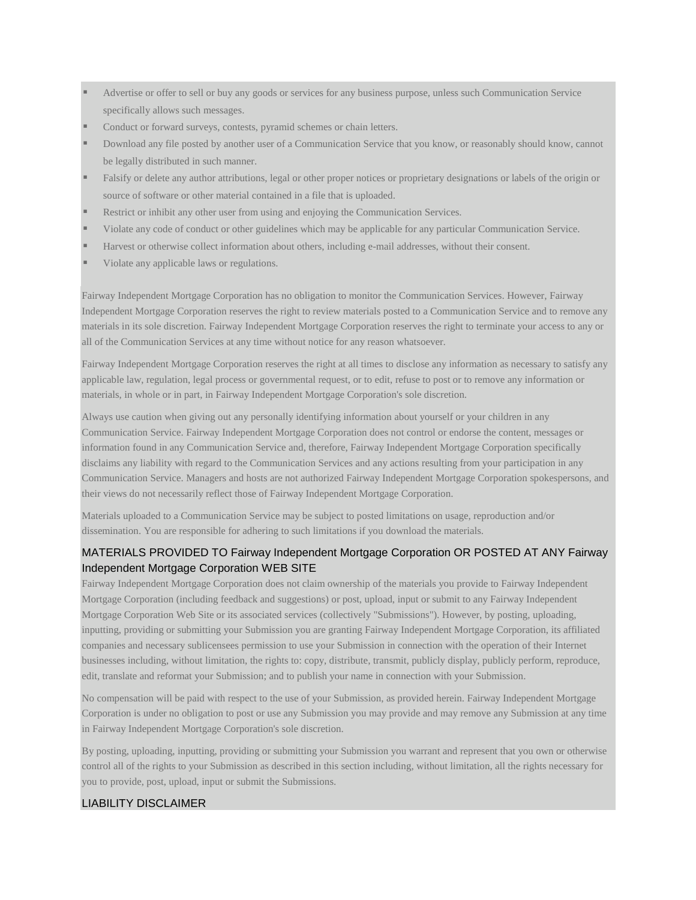- Advertise or offer to sell or buy any goods or services for any business purpose, unless such Communication Service specifically allows such messages.
- Conduct or forward surveys, contests, pyramid schemes or chain letters.
- Download any file posted by another user of a Communication Service that you know, or reasonably should know, cannot be legally distributed in such manner.
- Falsify or delete any author attributions, legal or other proper notices or proprietary designations or labels of the origin or source of software or other material contained in a file that is uploaded.
- Restrict or inhibit any other user from using and enjoying the Communication Services.
- Violate any code of conduct or other guidelines which may be applicable for any particular Communication Service.
- Harvest or otherwise collect information about others, including e-mail addresses, without their consent.
- Violate any applicable laws or regulations.

Fairway Independent Mortgage Corporation has no obligation to monitor the Communication Services. However, Fairway Independent Mortgage Corporation reserves the right to review materials posted to a Communication Service and to remove any materials in its sole discretion. Fairway Independent Mortgage Corporation reserves the right to terminate your access to any or all of the Communication Services at any time without notice for any reason whatsoever.

Fairway Independent Mortgage Corporation reserves the right at all times to disclose any information as necessary to satisfy any applicable law, regulation, legal process or governmental request, or to edit, refuse to post or to remove any information or materials, in whole or in part, in Fairway Independent Mortgage Corporation's sole discretion.

Always use caution when giving out any personally identifying information about yourself or your children in any Communication Service. Fairway Independent Mortgage Corporation does not control or endorse the content, messages or information found in any Communication Service and, therefore, Fairway Independent Mortgage Corporation specifically disclaims any liability with regard to the Communication Services and any actions resulting from your participation in any Communication Service. Managers and hosts are not authorized Fairway Independent Mortgage Corporation spokespersons, and their views do not necessarily reflect those of Fairway Independent Mortgage Corporation.

Materials uploaded to a Communication Service may be subject to posted limitations on usage, reproduction and/or dissemination. You are responsible for adhering to such limitations if you download the materials.

## MATERIALS PROVIDED TO Fairway Independent Mortgage Corporation OR POSTED AT ANY Fairway Independent Mortgage Corporation WEB SITE

Fairway Independent Mortgage Corporation does not claim ownership of the materials you provide to Fairway Independent Mortgage Corporation (including feedback and suggestions) or post, upload, input or submit to any Fairway Independent Mortgage Corporation Web Site or its associated services (collectively "Submissions"). However, by posting, uploading, inputting, providing or submitting your Submission you are granting Fairway Independent Mortgage Corporation, its affiliated companies and necessary sublicensees permission to use your Submission in connection with the operation of their Internet businesses including, without limitation, the rights to: copy, distribute, transmit, publicly display, publicly perform, reproduce, edit, translate and reformat your Submission; and to publish your name in connection with your Submission.

No compensation will be paid with respect to the use of your Submission, as provided herein. Fairway Independent Mortgage Corporation is under no obligation to post or use any Submission you may provide and may remove any Submission at any time in Fairway Independent Mortgage Corporation's sole discretion.

By posting, uploading, inputting, providing or submitting your Submission you warrant and represent that you own or otherwise control all of the rights to your Submission as described in this section including, without limitation, all the rights necessary for you to provide, post, upload, input or submit the Submissions.

## LIABILITY DISCLAIMER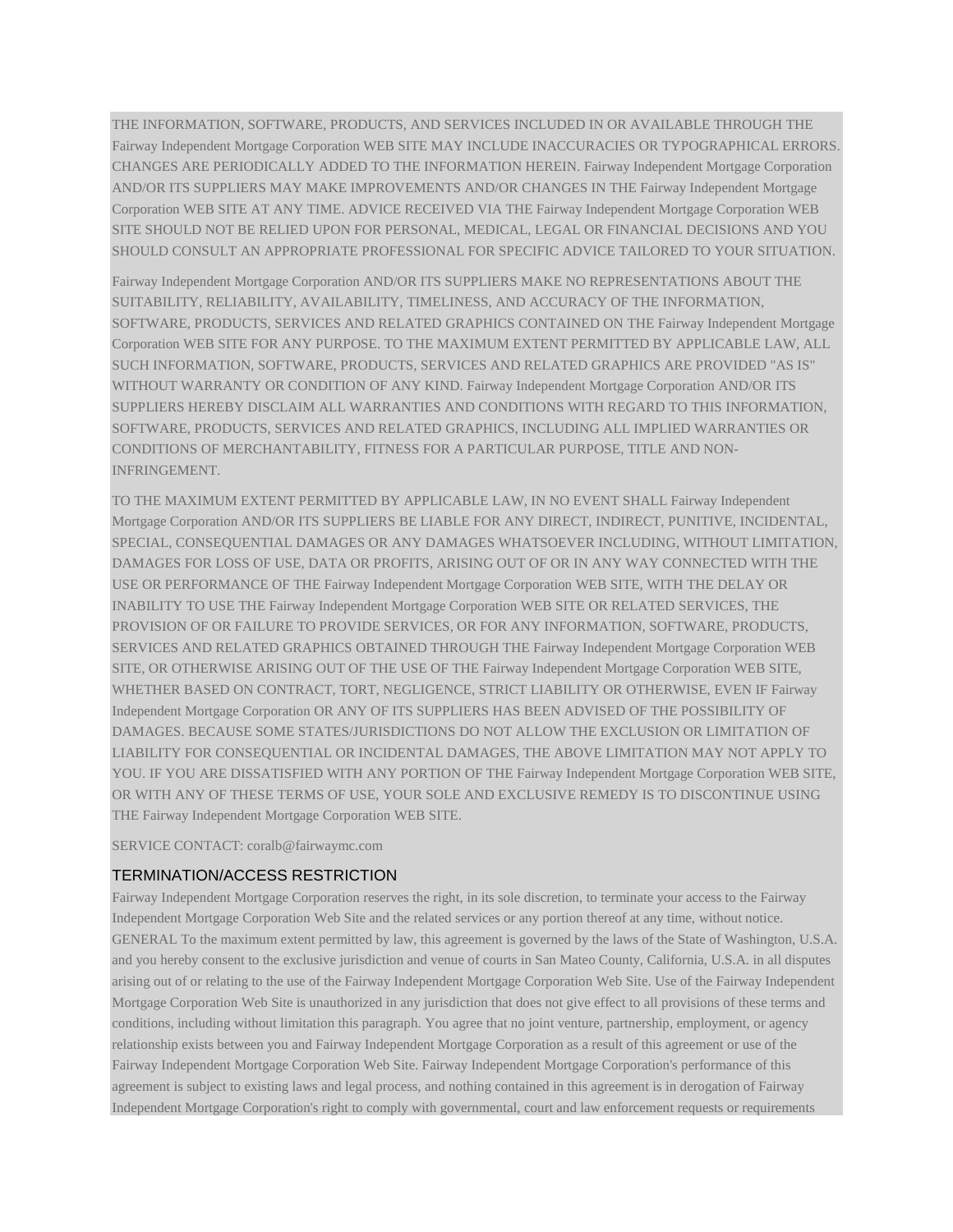THE INFORMATION, SOFTWARE, PRODUCTS, AND SERVICES INCLUDED IN OR AVAILABLE THROUGH THE Fairway Independent Mortgage Corporation WEB SITE MAY INCLUDE INACCURACIES OR TYPOGRAPHICAL ERRORS. CHANGES ARE PERIODICALLY ADDED TO THE INFORMATION HEREIN. Fairway Independent Mortgage Corporation AND/OR ITS SUPPLIERS MAY MAKE IMPROVEMENTS AND/OR CHANGES IN THE Fairway Independent Mortgage Corporation WEB SITE AT ANY TIME. ADVICE RECEIVED VIA THE Fairway Independent Mortgage Corporation WEB SITE SHOULD NOT BE RELIED UPON FOR PERSONAL, MEDICAL, LEGAL OR FINANCIAL DECISIONS AND YOU SHOULD CONSULT AN APPROPRIATE PROFESSIONAL FOR SPECIFIC ADVICE TAILORED TO YOUR SITUATION.

Fairway Independent Mortgage Corporation AND/OR ITS SUPPLIERS MAKE NO REPRESENTATIONS ABOUT THE SUITABILITY, RELIABILITY, AVAILABILITY, TIMELINESS, AND ACCURACY OF THE INFORMATION, SOFTWARE, PRODUCTS, SERVICES AND RELATED GRAPHICS CONTAINED ON THE Fairway Independent Mortgage Corporation WEB SITE FOR ANY PURPOSE. TO THE MAXIMUM EXTENT PERMITTED BY APPLICABLE LAW, ALL SUCH INFORMATION, SOFTWARE, PRODUCTS, SERVICES AND RELATED GRAPHICS ARE PROVIDED "AS IS" WITHOUT WARRANTY OR CONDITION OF ANY KIND. Fairway Independent Mortgage Corporation AND/OR ITS SUPPLIERS HEREBY DISCLAIM ALL WARRANTIES AND CONDITIONS WITH REGARD TO THIS INFORMATION, SOFTWARE, PRODUCTS, SERVICES AND RELATED GRAPHICS, INCLUDING ALL IMPLIED WARRANTIES OR CONDITIONS OF MERCHANTABILITY, FITNESS FOR A PARTICULAR PURPOSE, TITLE AND NON-INFRINGEMENT.

TO THE MAXIMUM EXTENT PERMITTED BY APPLICABLE LAW, IN NO EVENT SHALL Fairway Independent Mortgage Corporation AND/OR ITS SUPPLIERS BE LIABLE FOR ANY DIRECT, INDIRECT, PUNITIVE, INCIDENTAL, SPECIAL, CONSEQUENTIAL DAMAGES OR ANY DAMAGES WHATSOEVER INCLUDING, WITHOUT LIMITATION, DAMAGES FOR LOSS OF USE, DATA OR PROFITS, ARISING OUT OF OR IN ANY WAY CONNECTED WITH THE USE OR PERFORMANCE OF THE Fairway Independent Mortgage Corporation WEB SITE, WITH THE DELAY OR INABILITY TO USE THE Fairway Independent Mortgage Corporation WEB SITE OR RELATED SERVICES, THE PROVISION OF OR FAILURE TO PROVIDE SERVICES, OR FOR ANY INFORMATION, SOFTWARE, PRODUCTS, SERVICES AND RELATED GRAPHICS OBTAINED THROUGH THE Fairway Independent Mortgage Corporation WEB SITE, OR OTHERWISE ARISING OUT OF THE USE OF THE Fairway Independent Mortgage Corporation WEB SITE, WHETHER BASED ON CONTRACT, TORT, NEGLIGENCE, STRICT LIABILITY OR OTHERWISE, EVEN IF Fairway Independent Mortgage Corporation OR ANY OF ITS SUPPLIERS HAS BEEN ADVISED OF THE POSSIBILITY OF DAMAGES. BECAUSE SOME STATES/JURISDICTIONS DO NOT ALLOW THE EXCLUSION OR LIMITATION OF LIABILITY FOR CONSEQUENTIAL OR INCIDENTAL DAMAGES, THE ABOVE LIMITATION MAY NOT APPLY TO YOU. IF YOU ARE DISSATISFIED WITH ANY PORTION OF THE Fairway Independent Mortgage Corporation WEB SITE, OR WITH ANY OF THESE TERMS OF USE, YOUR SOLE AND EXCLUSIVE REMEDY IS TO DISCONTINUE USING THE Fairway Independent Mortgage Corporation WEB SITE.

SERVICE CONTACT: coralb@fairwaymc.com

## TERMINATION/ACCESS RESTRICTION

Fairway Independent Mortgage Corporation reserves the right, in its sole discretion, to terminate your access to the Fairway Independent Mortgage Corporation Web Site and the related services or any portion thereof at any time, without notice. GENERAL To the maximum extent permitted by law, this agreement is governed by the laws of the State of Washington, U.S.A. and you hereby consent to the exclusive jurisdiction and venue of courts in San Mateo County, California, U.S.A. in all disputes arising out of or relating to the use of the Fairway Independent Mortgage Corporation Web Site. Use of the Fairway Independent Mortgage Corporation Web Site is unauthorized in any jurisdiction that does not give effect to all provisions of these terms and conditions, including without limitation this paragraph. You agree that no joint venture, partnership, employment, or agency relationship exists between you and Fairway Independent Mortgage Corporation as a result of this agreement or use of the Fairway Independent Mortgage Corporation Web Site. Fairway Independent Mortgage Corporation's performance of this agreement is subject to existing laws and legal process, and nothing contained in this agreement is in derogation of Fairway Independent Mortgage Corporation's right to comply with governmental, court and law enforcement requests or requirements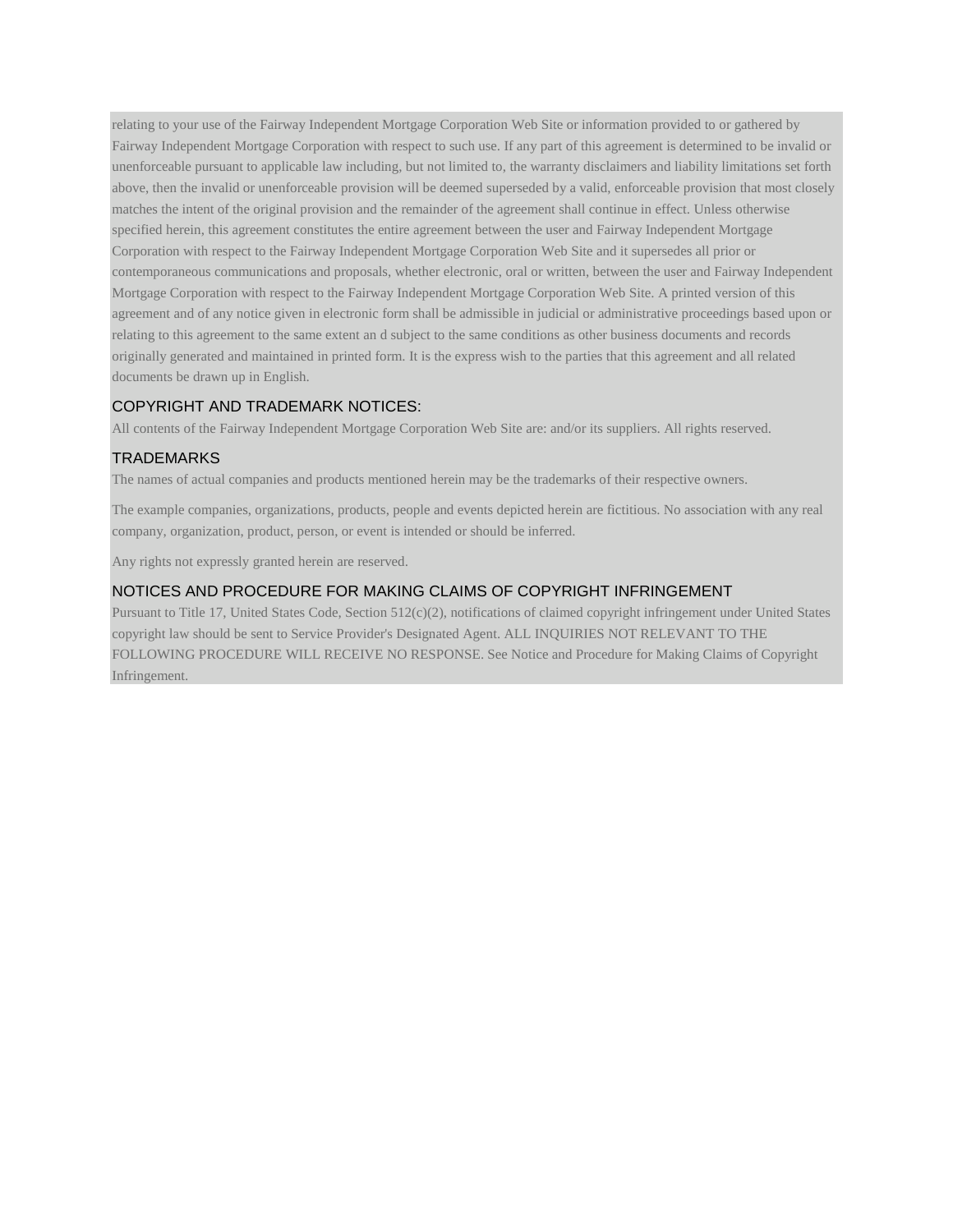relating to your use of the Fairway Independent Mortgage Corporation Web Site or information provided to or gathered by Fairway Independent Mortgage Corporation with respect to such use. If any part of this agreement is determined to be invalid or unenforceable pursuant to applicable law including, but not limited to, the warranty disclaimers and liability limitations set forth above, then the invalid or unenforceable provision will be deemed superseded by a valid, enforceable provision that most closely matches the intent of the original provision and the remainder of the agreement shall continue in effect. Unless otherwise specified herein, this agreement constitutes the entire agreement between the user and Fairway Independent Mortgage Corporation with respect to the Fairway Independent Mortgage Corporation Web Site and it supersedes all prior or contemporaneous communications and proposals, whether electronic, oral or written, between the user and Fairway Independent Mortgage Corporation with respect to the Fairway Independent Mortgage Corporation Web Site. A printed version of this agreement and of any notice given in electronic form shall be admissible in judicial or administrative proceedings based upon or relating to this agreement to the same extent an d subject to the same conditions as other business documents and records originally generated and maintained in printed form. It is the express wish to the parties that this agreement and all related documents be drawn up in English.

## COPYRIGHT AND TRADEMARK NOTICES:

All contents of the Fairway Independent Mortgage Corporation Web Site are: and/or its suppliers. All rights reserved.

## TRADEMARKS

The names of actual companies and products mentioned herein may be the trademarks of their respective owners.

The example companies, organizations, products, people and events depicted herein are fictitious. No association with any real company, organization, product, person, or event is intended or should be inferred.

Any rights not expressly granted herein are reserved.

## NOTICES AND PROCEDURE FOR MAKING CLAIMS OF COPYRIGHT INFRINGEMENT

Pursuant to Title 17, United States Code, Section 512(c)(2), notifications of claimed copyright infringement under United States copyright law should be sent to Service Provider's Designated Agent. ALL INQUIRIES NOT RELEVANT TO THE FOLLOWING PROCEDURE WILL RECEIVE NO RESPONSE. See Notice and Procedure for Making Claims of Copyright Infringement.